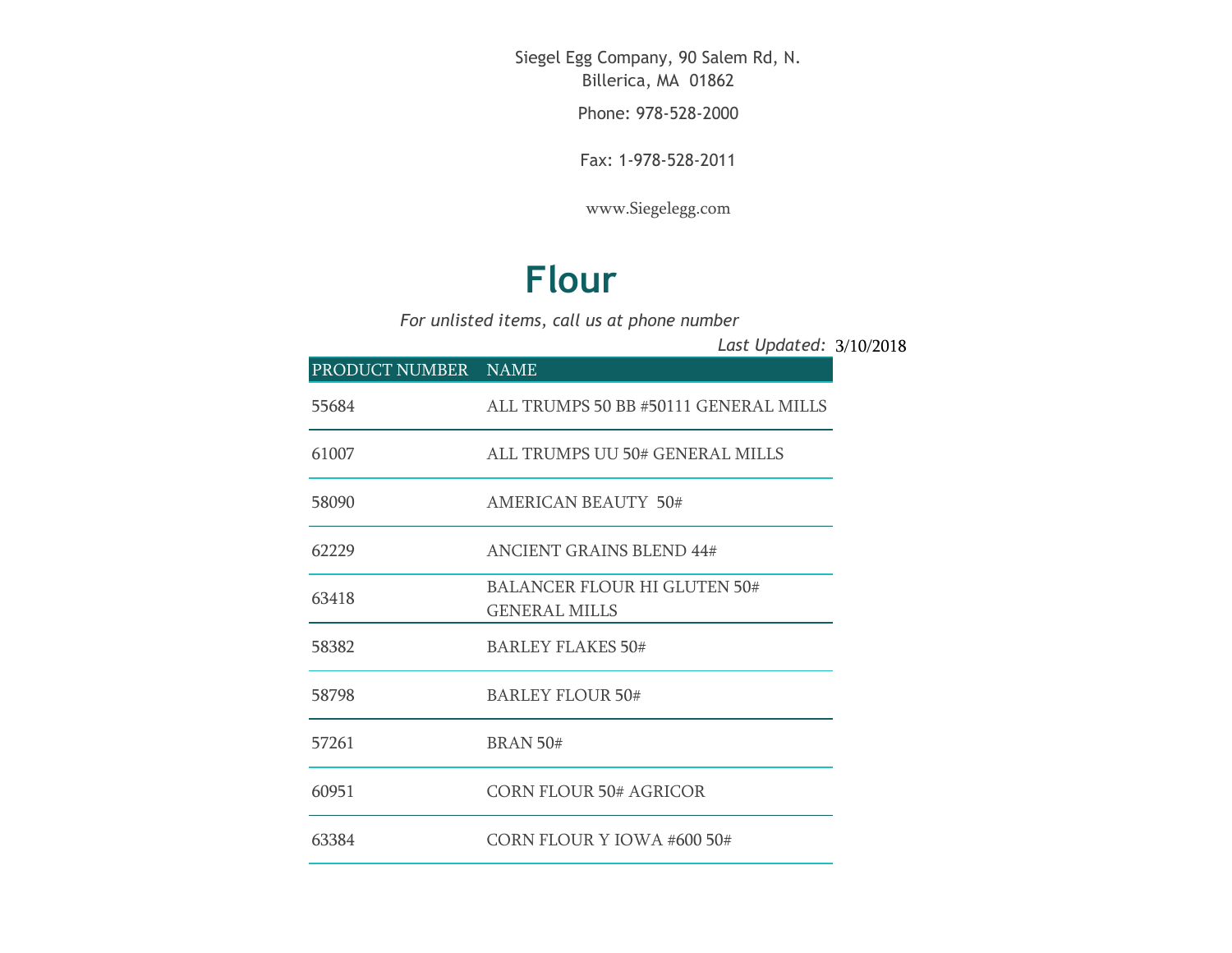Siegel Egg Company, 90 Salem Rd, N. Billerica, MA 01862

Phone: 978-528-2000

Fax: 1-978-528-2011

www.Siegelegg.com

# Flour

*For unlisted items, call us at phone number*

*Last Updated:* 3/10/2018

| PRODUCT NUMBER | NAME |
|---|---|
| 55684 | ALL TRUMPS 50 BB #50111 GENERAL MILLS |
| 61007 | ALL TRUMPS UU 50# GENERAL MILLS |
| 58090 | AMERICAN BEAUTY 50# |
| 62229 | ANCIENT GRAINS BLEND 44# |
| 63418 | BALANCER FLOUR HI GLUTEN 50# GENERAL MILLS |
| 58382 | BARLEY FLAKES 50# |
| 58798 | BARLEY FLOUR 50# |
| 57261 | BRAN 50# |
| 60951 | CORN FLOUR 50# AGRICOR |
| 63384 | CORN FLOUR Y IOWA #600 50# |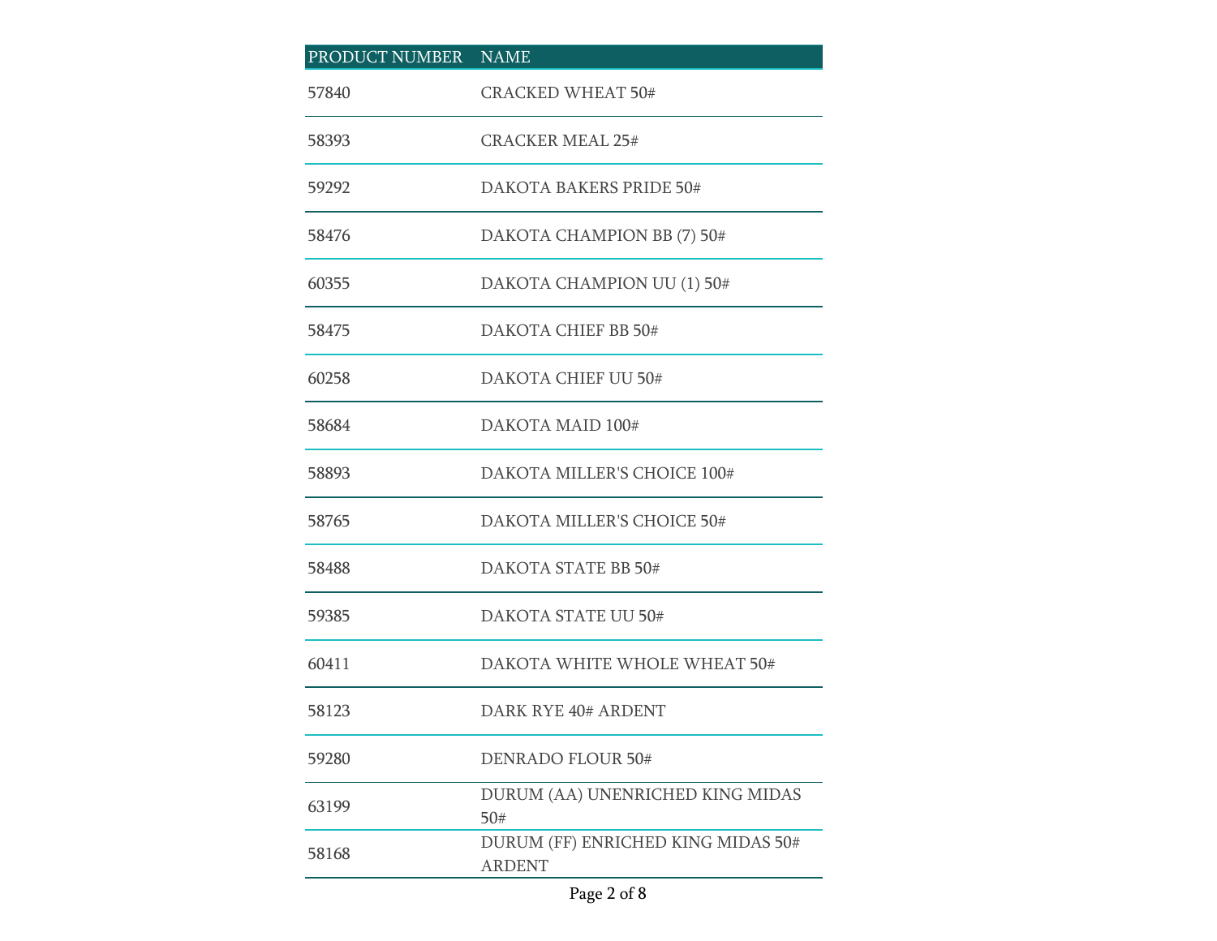| PRODUCT NUMBER | NAME |
| --- | --- |
| 57840 | CRACKED WHEAT 50# |
| 58393 | CRACKER MEAL 25# |
| 59292 | DAKOTA BAKERS PRIDE 50# |
| 58476 | DAKOTA CHAMPION BB (7) 50# |
| 60355 | DAKOTA CHAMPION UU (1) 50# |
| 58475 | DAKOTA CHIEF BB 50# |
| 60258 | DAKOTA CHIEF UU 50# |
| 58684 | DAKOTA MAID 100# |
| 58893 | DAKOTA MILLER'S CHOICE 100# |
| 58765 | DAKOTA MILLER'S CHOICE 50# |
| 58488 | DAKOTA STATE BB 50# |
| 59385 | DAKOTA STATE UU 50# |
| 60411 | DAKOTA WHITE WHOLE WHEAT 50# |
| 58123 | DARK RYE 40# ARDENT |
| 59280 | DENRADO FLOUR 50# |
| 63199 | DURUM (AA) UNENRICHED KING MIDAS 50# |
| 58168 | DURUM (FF) ENRICHED KING MIDAS 50# ARDENT |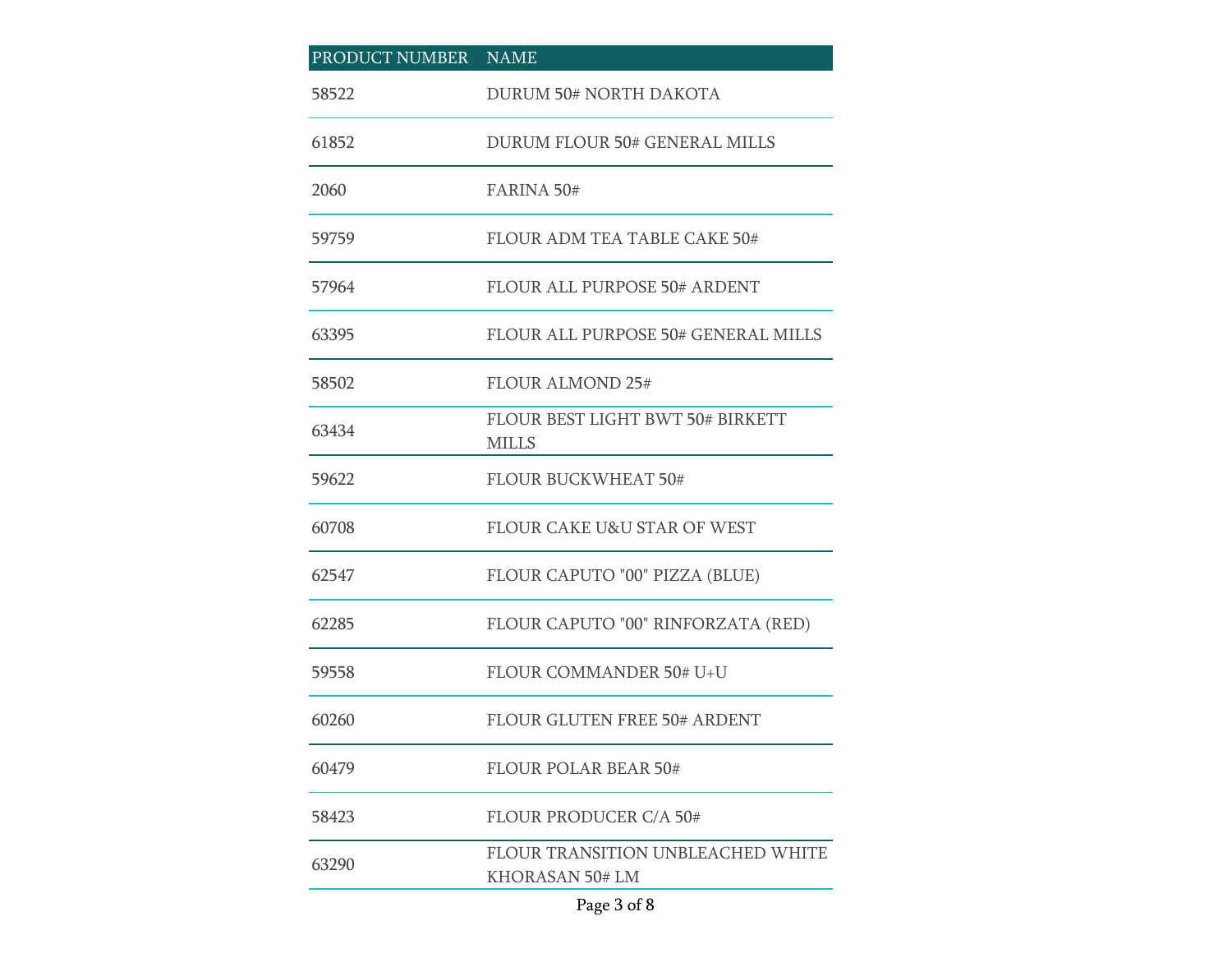| PRODUCT NUMBER | NAME |
| --- | --- |
| 58522 | DURUM 50# NORTH DAKOTA |
| 61852 | DURUM FLOUR 50# GENERAL MILLS |
| 2060 | FARINA 50# |
| 59759 | FLOUR ADM TEA TABLE CAKE 50# |
| 57964 | FLOUR ALL PURPOSE 50# ARDENT |
| 63395 | FLOUR ALL PURPOSE 50# GENERAL MILLS |
| 58502 | FLOUR ALMOND 25# |
| 63434 | FLOUR BEST LIGHT BWT 50# BIRKETT MILLS |
| 59622 | FLOUR BUCKWHEAT 50# |
| 60708 | FLOUR CAKE U&U STAR OF WEST |
| 62547 | FLOUR CAPUTO "00" PIZZA (BLUE) |
| 62285 | FLOUR CAPUTO "00" RINFORZATA (RED) |
| 59558 | FLOUR COMMANDER 50# U+U |
| 60260 | FLOUR GLUTEN FREE 50# ARDENT |
| 60479 | FLOUR POLAR BEAR 50# |
| 58423 | FLOUR PRODUCER C/A 50# |
| 63290 | FLOUR TRANSITION UNBLEACHED WHITE KHORASAN 50# LM |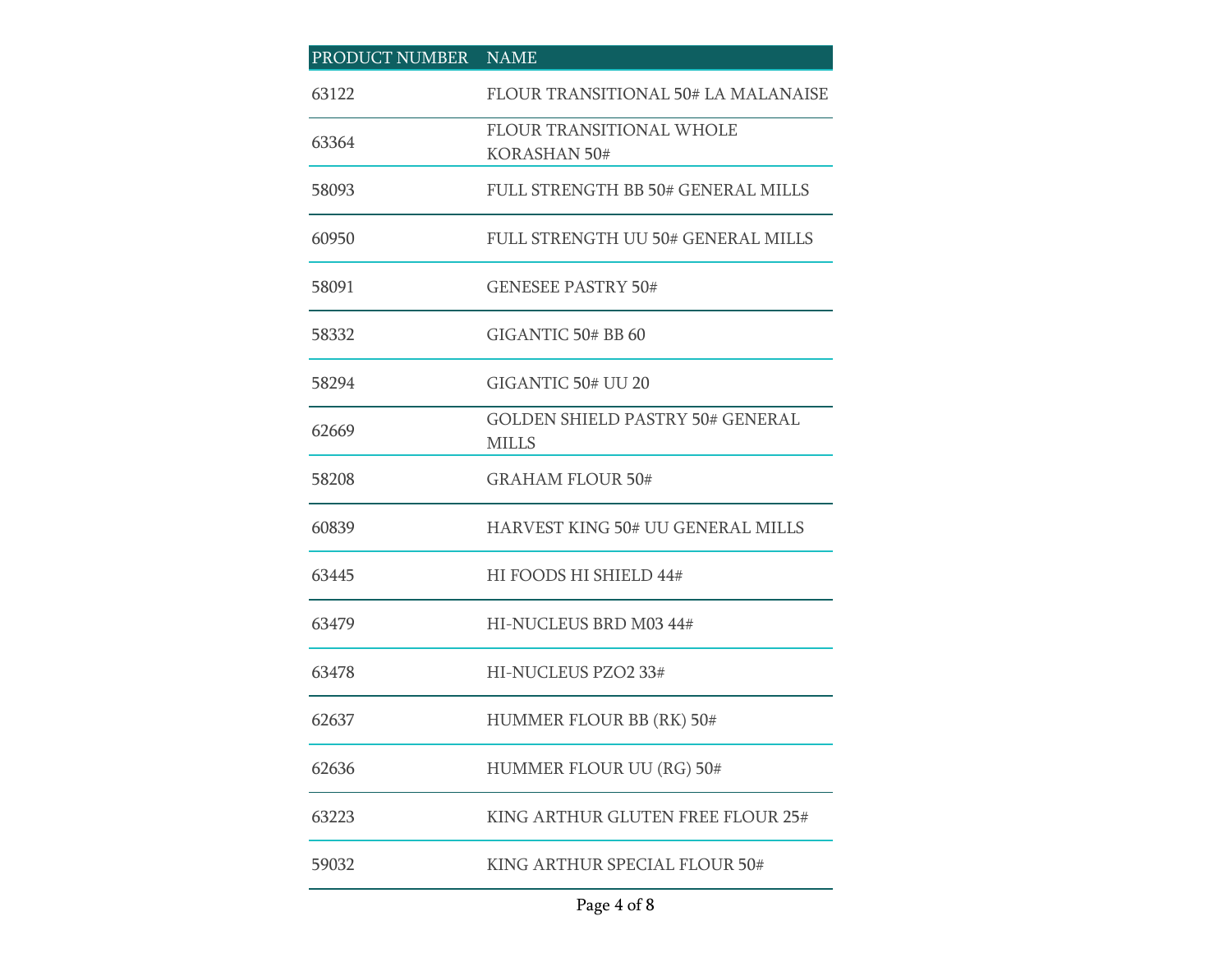| PRODUCT NUMBER | NAME |
|---|---|
| 63122 | FLOUR TRANSITIONAL 50# LA MALANAISE |
| 63364 | FLOUR TRANSITIONAL WHOLE KORASHAN 50# |
| 58093 | FULL STRENGTH BB 50# GENERAL MILLS |
| 60950 | FULL STRENGTH UU 50# GENERAL MILLS |
| 58091 | GENESEE PASTRY 50# |
| 58332 | GIGANTIC 50# BB 60 |
| 58294 | GIGANTIC 50# UU 20 |
| 62669 | GOLDEN SHIELD PASTRY 50# GENERAL MILLS |
| 58208 | GRAHAM FLOUR 50# |
| 60839 | HARVEST KING 50# UU GENERAL MILLS |
| 63445 | HI FOODS HI SHIELD 44# |
| 63479 | HI-NUCLEUS BRD M03 44# |
| 63478 | HI-NUCLEUS PZO2 33# |
| 62637 | HUMMER FLOUR BB (RK) 50# |
| 62636 | HUMMER FLOUR UU (RG) 50# |
| 63223 | KING ARTHUR GLUTEN FREE FLOUR 25# |
| 59032 | KING ARTHUR SPECIAL FLOUR 50# |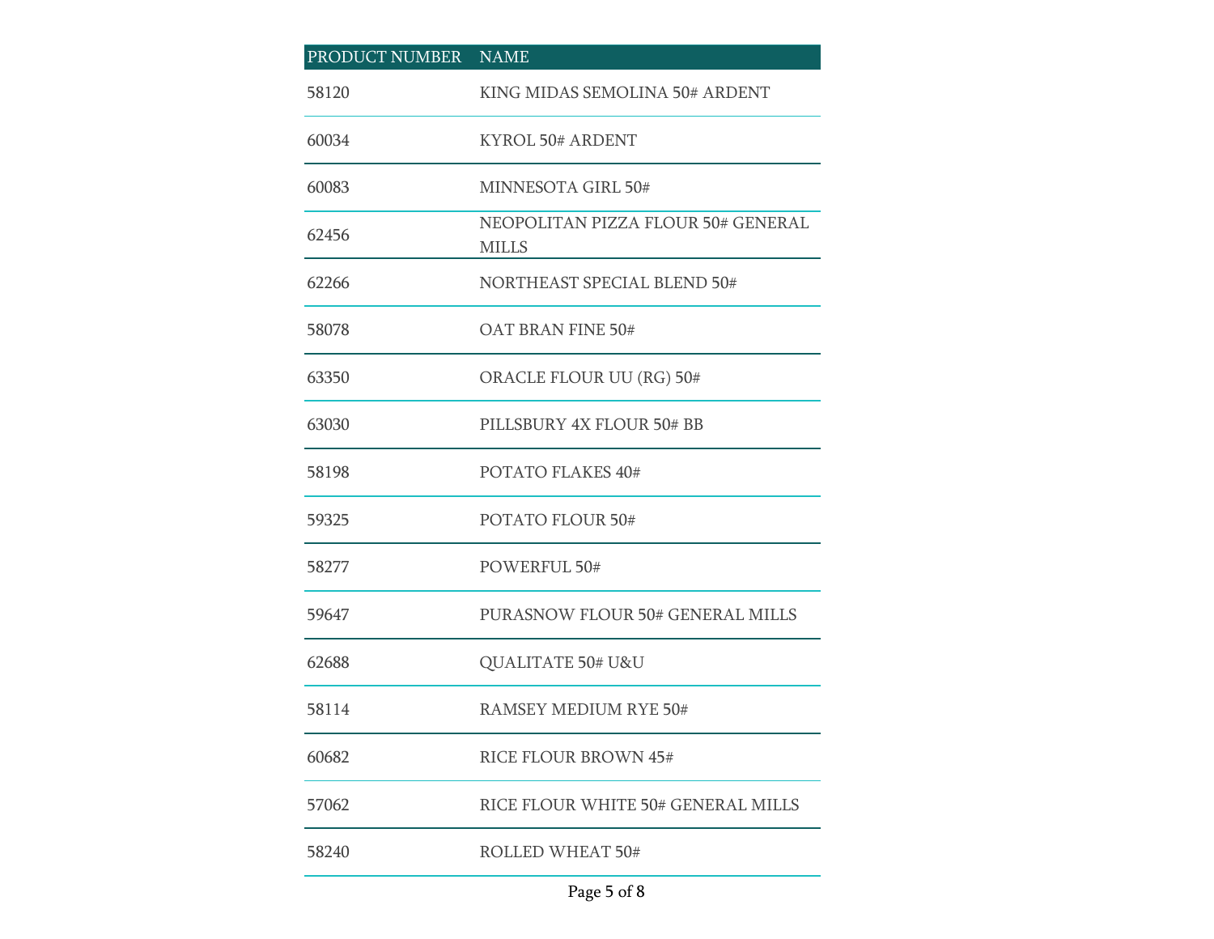| PRODUCT NUMBER | NAME |
| --- | --- |
| 58120 | KING MIDAS SEMOLINA 50# ARDENT |
| 60034 | KYROL 50# ARDENT |
| 60083 | MINNESOTA GIRL 50# |
| 62456 | NEOPOLITAN PIZZA FLOUR 50# GENERAL MILLS |
| 62266 | NORTHEAST SPECIAL BLEND 50# |
| 58078 | OAT BRAN FINE 50# |
| 63350 | ORACLE FLOUR UU (RG) 50# |
| 63030 | PILLSBURY 4X FLOUR 50# BB |
| 58198 | POTATO FLAKES 40# |
| 59325 | POTATO FLOUR 50# |
| 58277 | POWERFUL 50# |
| 59647 | PURASNOW FLOUR 50# GENERAL MILLS |
| 62688 | QUALITATE 50# U&U |
| 58114 | RAMSEY MEDIUM RYE 50# |
| 60682 | RICE FLOUR BROWN 45# |
| 57062 | RICE FLOUR WHITE 50# GENERAL MILLS |
| 58240 | ROLLED WHEAT 50# |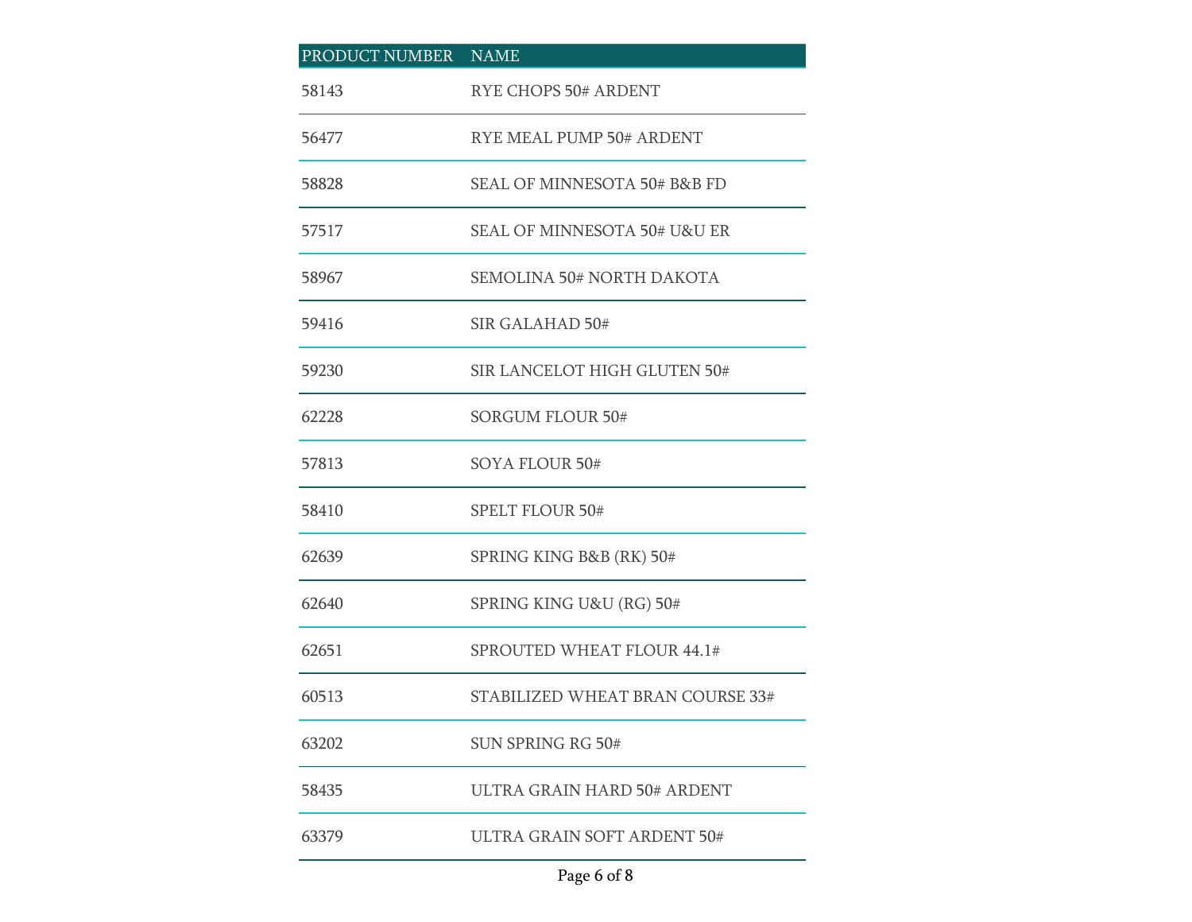| PRODUCT NUMBER | NAME |
| --- | --- |
| 58143 | RYE CHOPS 50# ARDENT |
| 56477 | RYE MEAL PUMP 50# ARDENT |
| 58828 | SEAL OF MINNESOTA 50# B&B FD |
| 57517 | SEAL OF MINNESOTA 50# U&U ER |
| 58967 | SEMOLINA 50# NORTH DAKOTA |
| 59416 | SIR GALAHAD 50# |
| 59230 | SIR LANCELOT HIGH GLUTEN 50# |
| 62228 | SORGUM FLOUR 50# |
| 57813 | SOYA FLOUR 50# |
| 58410 | SPELT FLOUR 50# |
| 62639 | SPRING KING B&B (RK) 50# |
| 62640 | SPRING KING U&U (RG) 50# |
| 62651 | SPROUTED WHEAT FLOUR 44.1# |
| 60513 | STABILIZED WHEAT BRAN COURSE 33# |
| 63202 | SUN SPRING RG 50# |
| 58435 | ULTRA GRAIN HARD 50# ARDENT |
| 63379 | ULTRA GRAIN SOFT ARDENT 50# |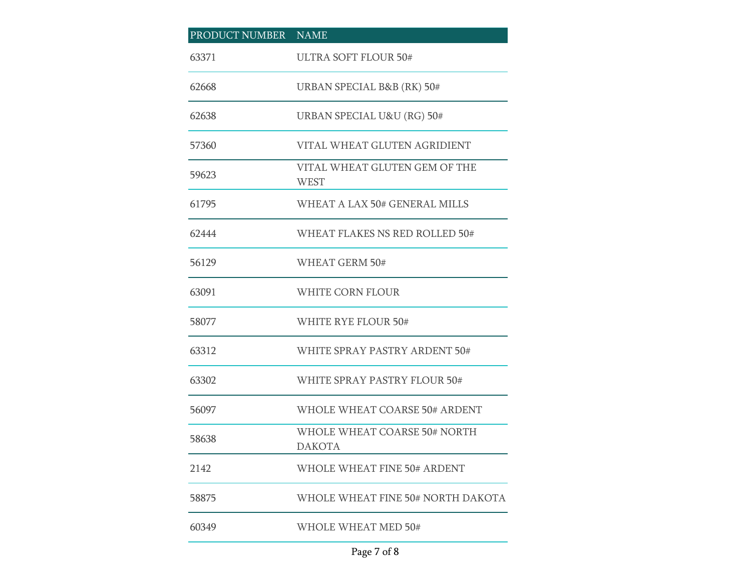| PRODUCT NUMBER | NAME |
|---|---|
| 63371 | ULTRA SOFT FLOUR 50# |
| 62668 | URBAN SPECIAL B&B (RK) 50# |
| 62638 | URBAN SPECIAL U&U (RG) 50# |
| 57360 | VITAL WHEAT GLUTEN AGRIDIENT |
| 59623 | VITAL WHEAT GLUTEN GEM OF THE WEST |
| 61795 | WHEAT A LAX 50# GENERAL MILLS |
| 62444 | WHEAT FLAKES NS RED ROLLED 50# |
| 56129 | WHEAT GERM 50# |
| 63091 | WHITE CORN FLOUR |
| 58077 | WHITE RYE FLOUR 50# |
| 63312 | WHITE SPRAY PASTRY ARDENT 50# |
| 63302 | WHITE SPRAY PASTRY FLOUR 50# |
| 56097 | WHOLE WHEAT COARSE 50# ARDENT |
| 58638 | WHOLE WHEAT COARSE 50# NORTH DAKOTA |
| 2142 | WHOLE WHEAT FINE 50# ARDENT |
| 58875 | WHOLE WHEAT FINE 50# NORTH DAKOTA |
| 60349 | WHOLE WHEAT MED 50# |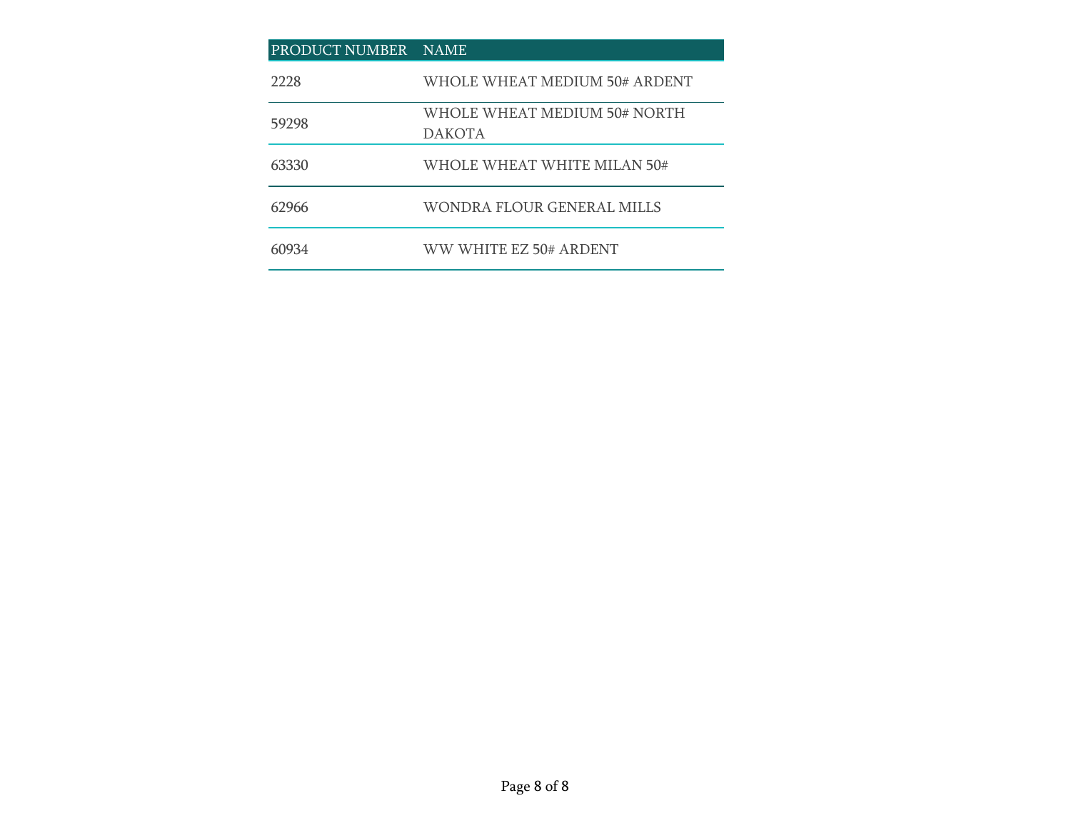| PRODUCT NUMBER | NAME |
| --- | --- |
| 2228 | WHOLE WHEAT MEDIUM 50# ARDENT |
| 59298 | WHOLE WHEAT MEDIUM 50# NORTH DAKOTA |
| 63330 | WHOLE WHEAT WHITE MILAN 50# |
| 62966 | WONDRA FLOUR GENERAL MILLS |
| 60934 | WW WHITE EZ 50# ARDENT |